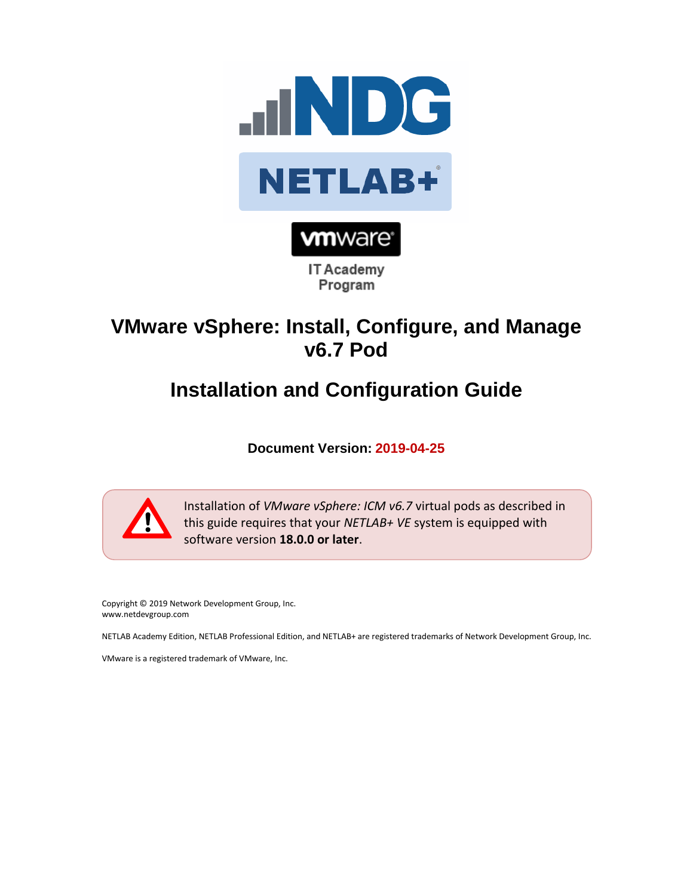# VMware vSphere: Install, Configure, and Manage v6.7 Pod

# Installation and Configuration Guide

**Document Version: 2019-04-25**

> Installation of *VMware vSphere: ICM v6.7* virtual pods as described in this guide requires that your *NETLAB+ VE* system is equipped with software version **18.0.0 or later**.

Copyright © 2019 Network Development Group, Inc.
www.netdevgroup.com

NETLAB Academy Edition, NETLAB Professional Edition, and NETLAB+ are registered trademarks of Network Development Group, Inc.

VMware is a registered trademark of VMware, Inc.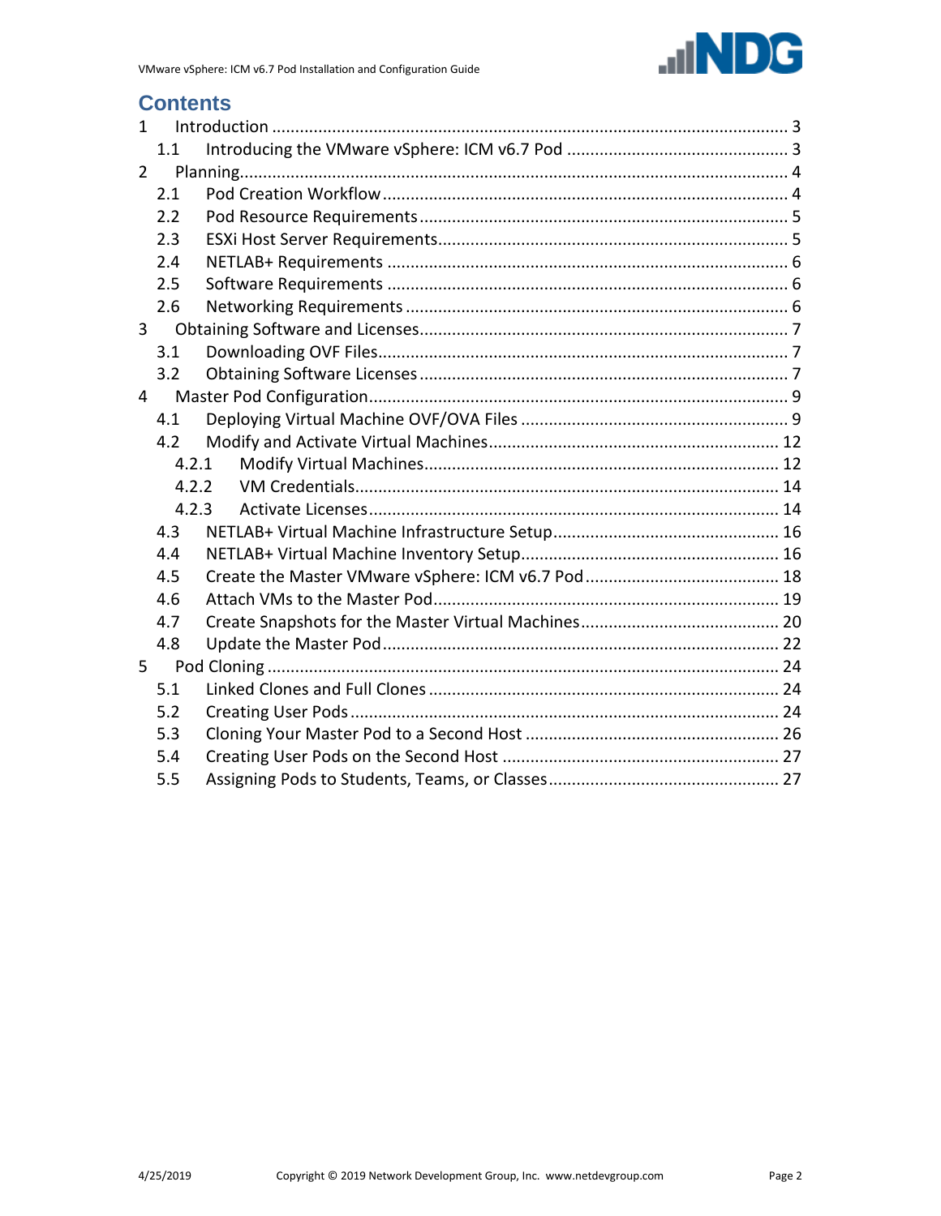# Contents

1 Introduction ..... 3
  1.1 Introducing the VMware vSphere: ICM v6.7 Pod ..... 3
2 Planning ..... 4
  2.1 Pod Creation Workflow ..... 4
  2.2 Pod Resource Requirements ..... 5
  2.3 ESXi Host Server Requirements ..... 5
  2.4 NETLAB+ Requirements ..... 6
  2.5 Software Requirements ..... 6
  2.6 Networking Requirements ..... 6
3 Obtaining Software and Licenses ..... 7
  3.1 Downloading OVF Files ..... 7
  3.2 Obtaining Software Licenses ..... 7
4 Master Pod Configuration ..... 9
  4.1 Deploying Virtual Machine OVF/OVA Files ..... 9
  4.2 Modify and Activate Virtual Machines ..... 12
    4.2.1 Modify Virtual Machines ..... 12
    4.2.2 VM Credentials ..... 14
    4.2.3 Activate Licenses ..... 14
  4.3 NETLAB+ Virtual Machine Infrastructure Setup ..... 16
  4.4 NETLAB+ Virtual Machine Inventory Setup ..... 16
  4.5 Create the Master VMware vSphere: ICM v6.7 Pod ..... 18
  4.6 Attach VMs to the Master Pod ..... 19
  4.7 Create Snapshots for the Master Virtual Machines ..... 20
  4.8 Update the Master Pod ..... 22
5 Pod Cloning ..... 24
  5.1 Linked Clones and Full Clones ..... 24
  5.2 Creating User Pods ..... 24
  5.3 Cloning Your Master Pod to a Second Host ..... 26
  5.4 Creating User Pods on the Second Host ..... 27
  5.5 Assigning Pods to Students, Teams, or Classes ..... 27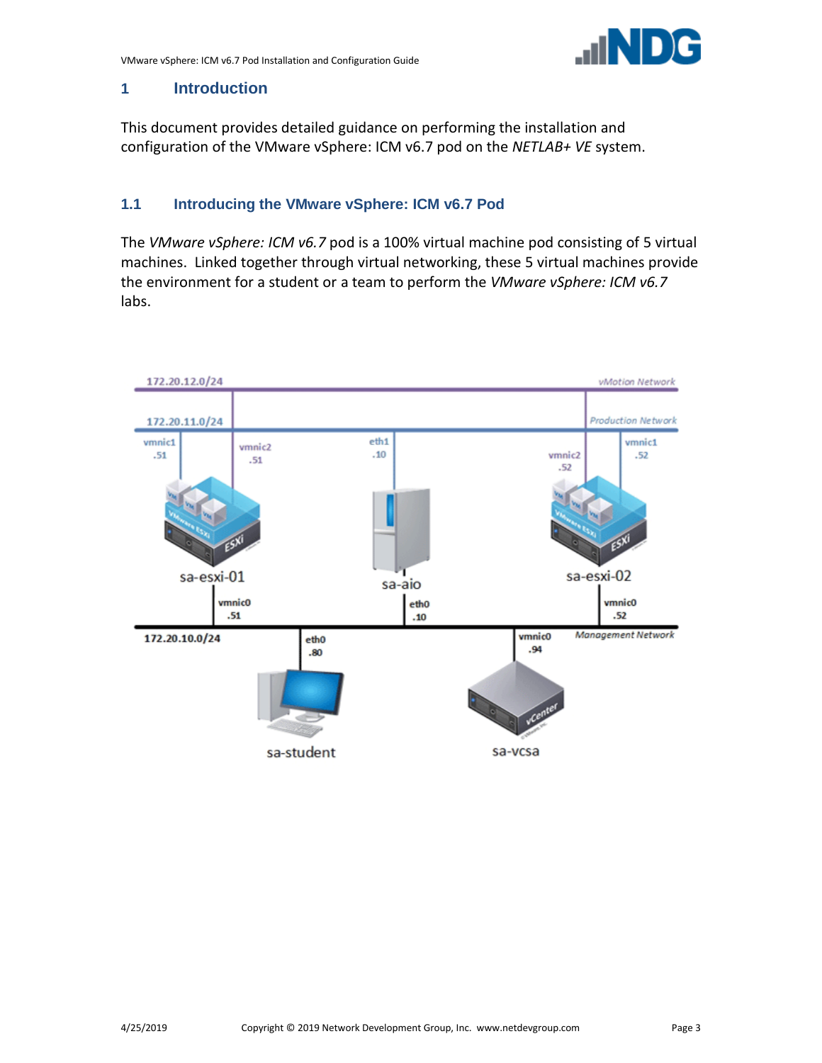# 1 Introduction

This document provides detailed guidance on performing the installation and configuration of the VMware vSphere: ICM v6.7 pod on the *NETLAB+ VE* system.

## 1.1 Introducing the VMware vSphere: ICM v6.7 Pod

The *VMware vSphere: ICM v6.7* pod is a 100% virtual machine pod consisting of 5 virtual machines. Linked together through virtual networking, these 5 virtual machines provide the environment for a student or a team to perform the *VMware vSphere: ICM v6.7* labs.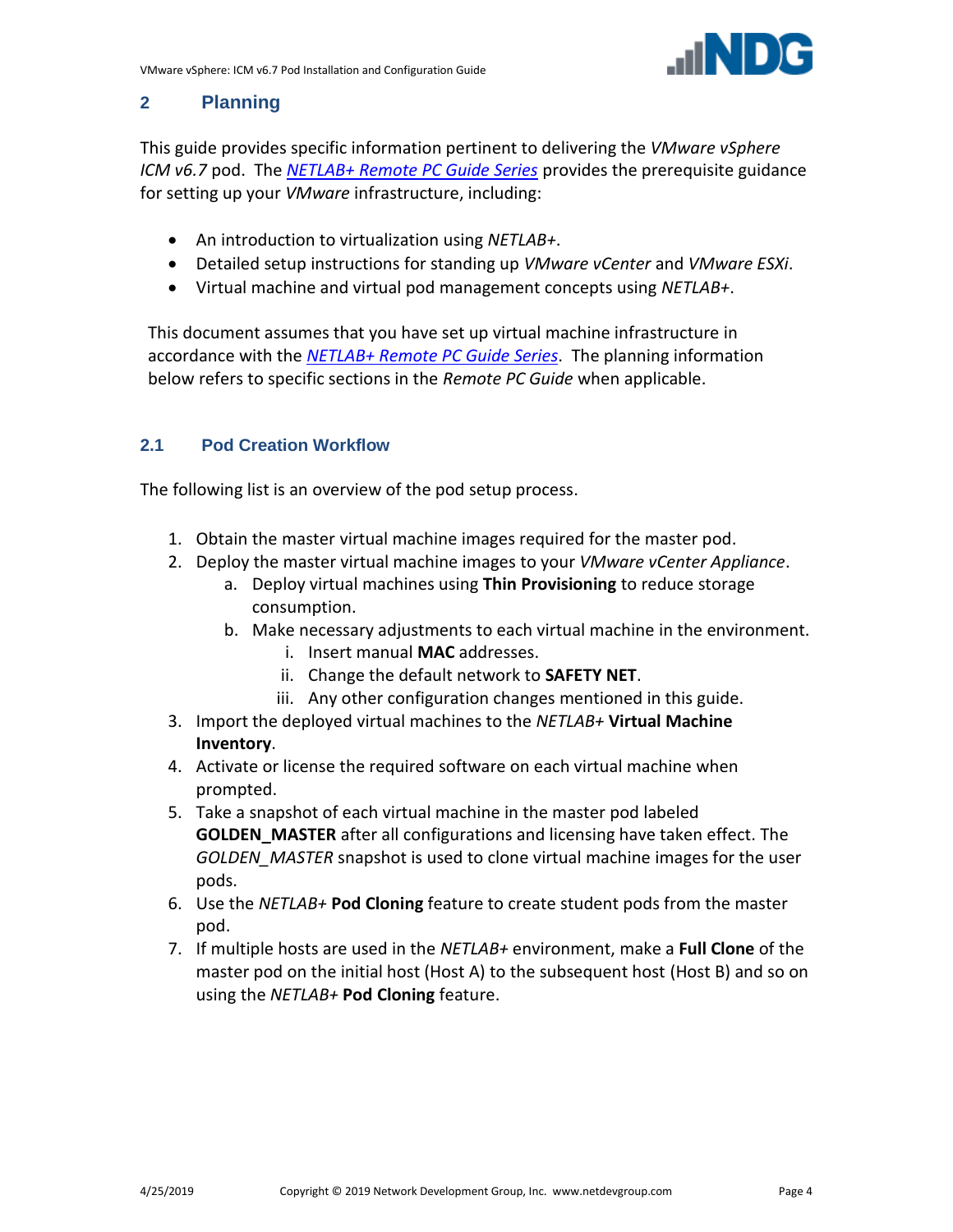# 2 Planning

This guide provides specific information pertinent to delivering the *VMware vSphere ICM v6.7* pod. The *NETLAB+ Remote PC Guide Series* provides the prerequisite guidance for setting up your *VMware* infrastructure, including:

- An introduction to virtualization using *NETLAB+*.
- Detailed setup instructions for standing up *VMware vCenter* and *VMware ESXi*.
- Virtual machine and virtual pod management concepts using *NETLAB+*.

This document assumes that you have set up virtual machine infrastructure in accordance with the *NETLAB+ Remote PC Guide Series*. The planning information below refers to specific sections in the *Remote PC Guide* when applicable.

## 2.1 Pod Creation Workflow

The following list is an overview of the pod setup process.

1. Obtain the master virtual machine images required for the master pod.
2. Deploy the master virtual machine images to your *VMware vCenter Appliance*.
   a. Deploy virtual machines using **Thin Provisioning** to reduce storage consumption.
   b. Make necessary adjustments to each virtual machine in the environment.
      i. Insert manual **MAC** addresses.
      ii. Change the default network to **SAFETY NET**.
      iii. Any other configuration changes mentioned in this guide.
3. Import the deployed virtual machines to the *NETLAB+* **Virtual Machine Inventory**.
4. Activate or license the required software on each virtual machine when prompted.
5. Take a snapshot of each virtual machine in the master pod labeled **GOLDEN_MASTER** after all configurations and licensing have taken effect. The *GOLDEN_MASTER* snapshot is used to clone virtual machine images for the user pods.
6. Use the *NETLAB+* **Pod Cloning** feature to create student pods from the master pod.
7. If multiple hosts are used in the *NETLAB+* environment, make a **Full Clone** of the master pod on the initial host (Host A) to the subsequent host (Host B) and so on using the *NETLAB+* **Pod Cloning** feature.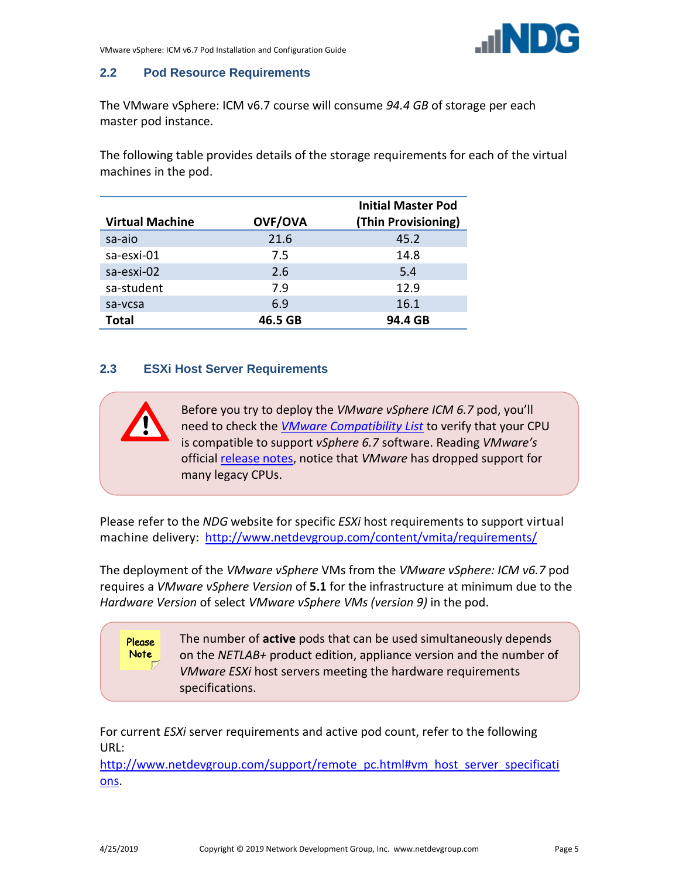## 2.2 Pod Resource Requirements

The VMware vSphere: ICM v6.7 course will consume *94.4 GB* of storage per each master pod instance.

The following table provides details of the storage requirements for each of the virtual machines in the pod.

| Virtual Machine | OVF/OVA | Initial Master Pod (Thin Provisioning) |
|---|---|---|
| sa-aio | 21.6 | 45.2 |
| sa-esxi-01 | 7.5 | 14.8 |
| sa-esxi-02 | 2.6 | 5.4 |
| sa-student | 7.9 | 12.9 |
| sa-vcsa | 6.9 | 16.1 |
| **Total** | **46.5 GB** | **94.4 GB** |

## 2.3 ESXi Host Server Requirements

> Before you try to deploy the *VMware vSphere ICM 6.7* pod, you'll need to check the [*VMware Compatibility List*]() to verify that your CPU is compatible to support *vSphere 6.7* software. Reading *VMware's* official [release notes](), notice that *VMware* has dropped support for many legacy CPUs.

Please refer to the *NDG* website for specific *ESXi* host requirements to support virtual machine delivery: http://www.netdevgroup.com/content/vmita/requirements/

The deployment of the *VMware vSphere* VMs from the *VMware vSphere: ICM v6.7* pod requires a *VMware vSphere Version* of **5.1** for the infrastructure at minimum due to the *Hardware Version* of select *VMware vSphere VMs (version 9)* in the pod.

> **Please Note**
>
> The number of **active** pods that can be used simultaneously depends on the *NETLAB+* product edition, appliance version and the number of *VMware ESXi* host servers meeting the hardware requirements specifications.

For current *ESXi* server requirements and active pod count, refer to the following URL:
http://www.netdevgroup.com/support/remote_pc.html#vm_host_server_specifications.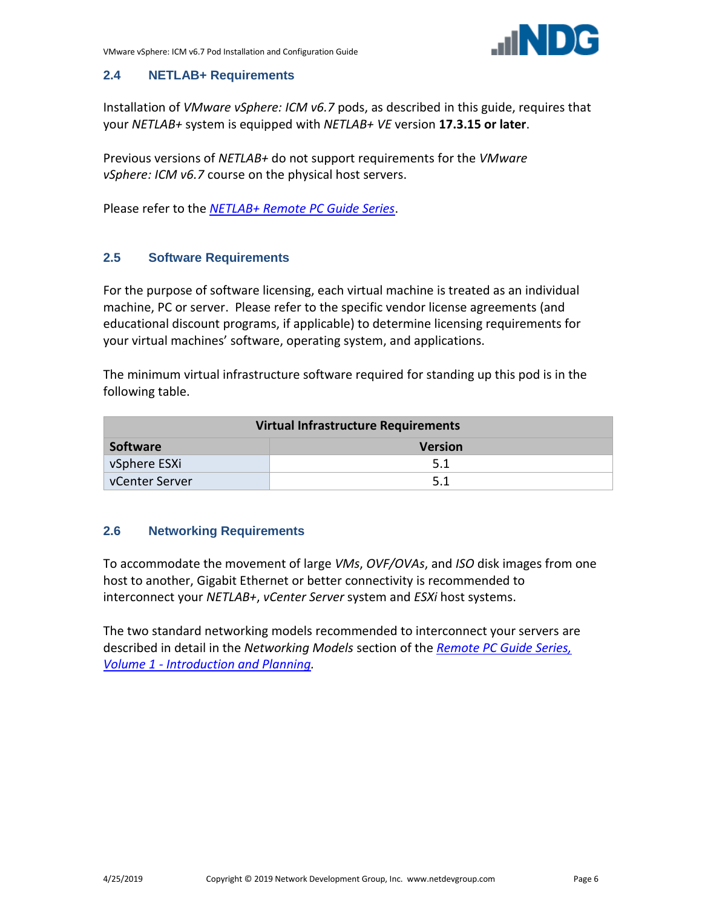### 2.4 NETLAB+ Requirements

Installation of *VMware vSphere: ICM v6.7* pods, as described in this guide, requires that your *NETLAB+* system is equipped with *NETLAB+ VE* version **17.3.15 or later**.

Previous versions of *NETLAB+* do not support requirements for the *VMware vSphere: ICM v6.7* course on the physical host servers.

Please refer to the *NETLAB+ Remote PC Guide Series*.

### 2.5 Software Requirements

For the purpose of software licensing, each virtual machine is treated as an individual machine, PC or server. Please refer to the specific vendor license agreements (and educational discount programs, if applicable) to determine licensing requirements for your virtual machines' software, operating system, and applications.

The minimum virtual infrastructure software required for standing up this pod is in the following table.

| Virtual Infrastructure Requirements | |
|---|---|
| **Software** | **Version** |
| vSphere ESXi | 5.1 |
| vCenter Server | 5.1 |

### 2.6 Networking Requirements

To accommodate the movement of large *VMs*, *OVF/OVAs*, and *ISO* disk images from one host to another, Gigabit Ethernet or better connectivity is recommended to interconnect your *NETLAB+*, *vCenter Server* system and *ESXi* host systems.

The two standard networking models recommended to interconnect your servers are described in detail in the *Networking Models* section of the *Remote PC Guide Series, Volume 1 - Introduction and Planning*.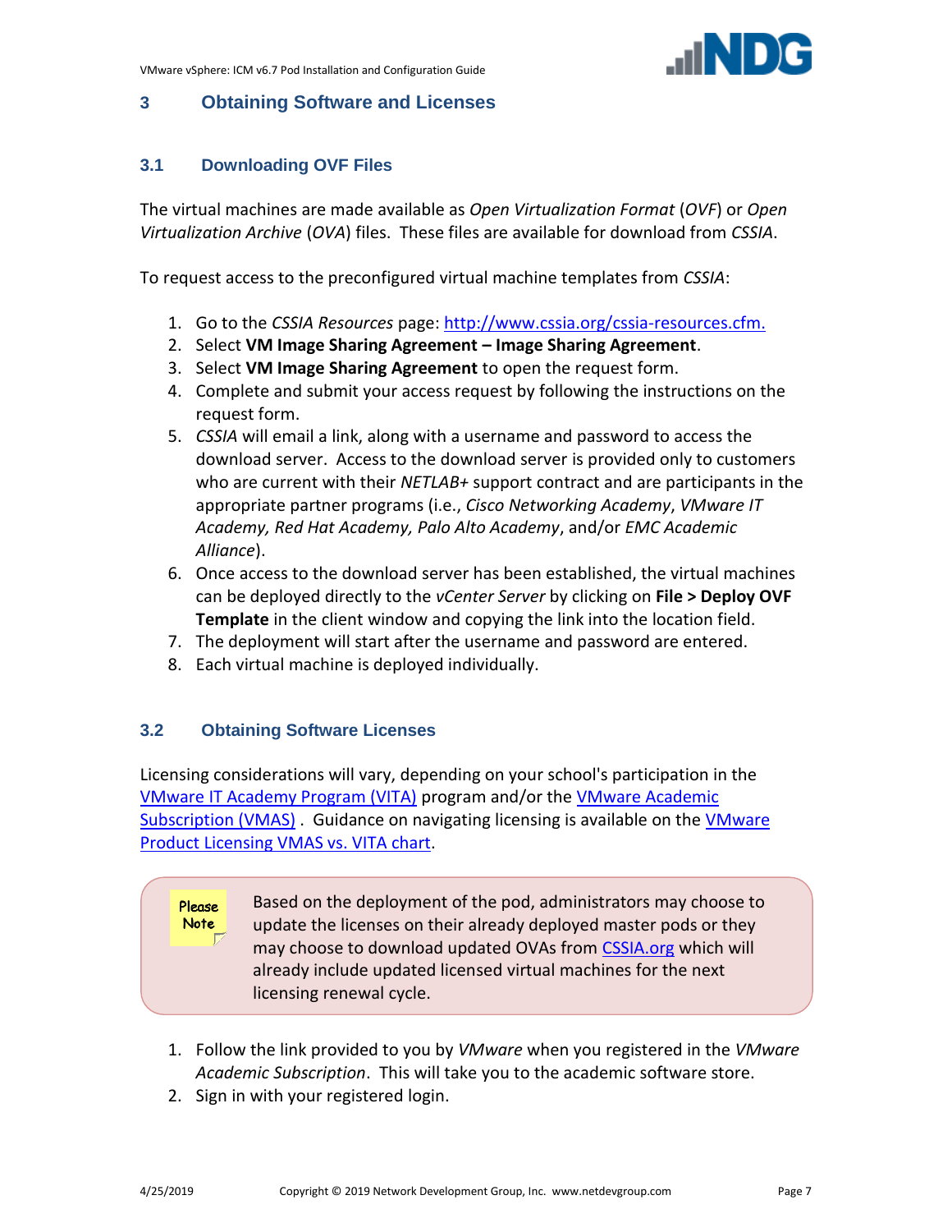# 3 Obtaining Software and Licenses

## 3.1 Downloading OVF Files

The virtual machines are made available as *Open Virtualization Format* (*OVF*) or *Open Virtualization Archive* (*OVA*) files. These files are available for download from *CSSIA*.

To request access to the preconfigured virtual machine templates from *CSSIA*:

1. Go to the *CSSIA Resources* page: [http://www.cssia.org/cssia-resources.cfm.](http://www.cssia.org/cssia-resources.cfm)
2. Select **VM Image Sharing Agreement – Image Sharing Agreement**.
3. Select **VM Image Sharing Agreement** to open the request form.
4. Complete and submit your access request by following the instructions on the request form.
5. *CSSIA* will email a link, along with a username and password to access the download server. Access to the download server is provided only to customers who are current with their *NETLAB+* support contract and are participants in the appropriate partner programs (i.e., *Cisco Networking Academy*, *VMware IT Academy, Red Hat Academy, Palo Alto Academy*, and/or *EMC Academic Alliance*).
6. Once access to the download server has been established, the virtual machines can be deployed directly to the *vCenter Server* by clicking on **File > Deploy OVF Template** in the client window and copying the link into the location field.
7. The deployment will start after the username and password are entered.
8. Each virtual machine is deployed individually.

## 3.2 Obtaining Software Licenses

Licensing considerations will vary, depending on your school's participation in the VMware IT Academy Program (VITA) program and/or the VMware Academic Subscription (VMAS) . Guidance on navigating licensing is available on the VMware Product Licensing VMAS vs. VITA chart.

> **Please Note**
>
> Based on the deployment of the pod, administrators may choose to update the licenses on their already deployed master pods or they may choose to download updated OVAs from CSSIA.org which will already include updated licensed virtual machines for the next licensing renewal cycle.

1. Follow the link provided to you by *VMware* when you registered in the *VMware Academic Subscription*. This will take you to the academic software store.
2. Sign in with your registered login.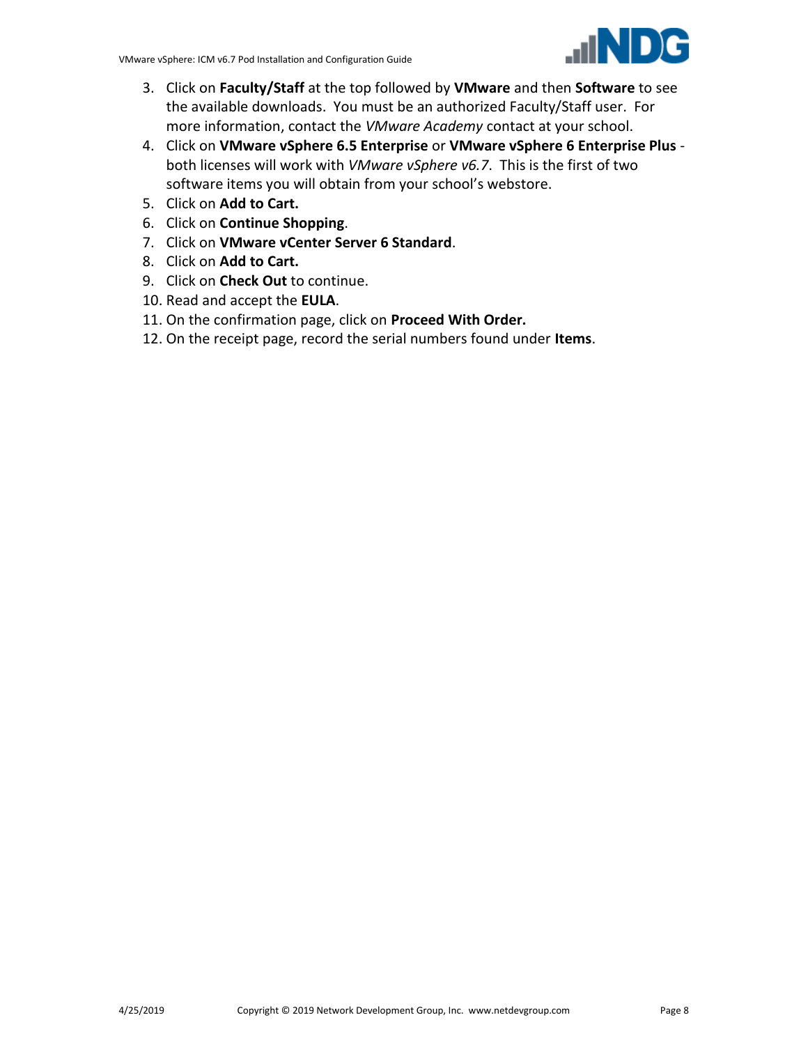3. Click on **Faculty/Staff** at the top followed by **VMware** and then **Software** to see the available downloads. You must be an authorized Faculty/Staff user. For more information, contact the *VMware Academy* contact at your school.
4. Click on **VMware vSphere 6.5 Enterprise** or **VMware vSphere 6 Enterprise Plus** - both licenses will work with *VMware vSphere v6.7*. This is the first of two software items you will obtain from your school's webstore.
5. Click on **Add to Cart.**
6. Click on **Continue Shopping**.
7. Click on **VMware vCenter Server 6 Standard**.
8. Click on **Add to Cart.**
9. Click on **Check Out** to continue.
10. Read and accept the **EULA**.
11. On the confirmation page, click on **Proceed With Order.**
12. On the receipt page, record the serial numbers found under **Items**.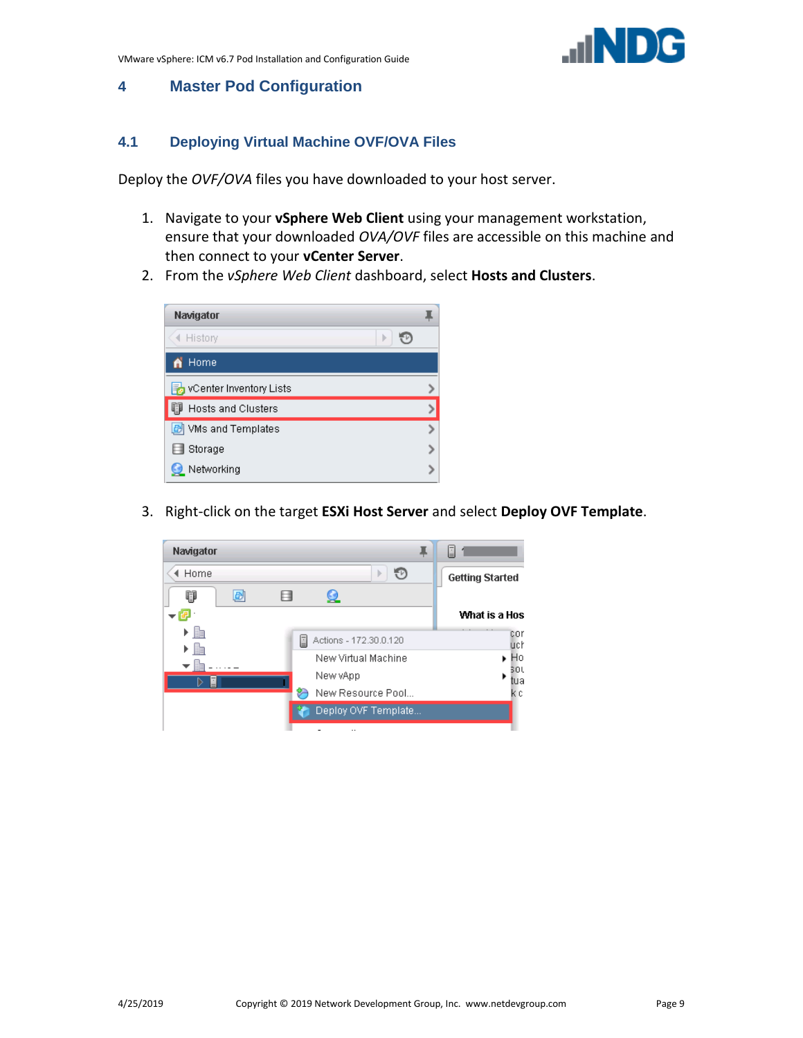# 4 Master Pod Configuration

## 4.1 Deploying Virtual Machine OVF/OVA Files

Deploy the *OVF/OVA* files you have downloaded to your host server.

1. Navigate to your **vSphere Web Client** using your management workstation, ensure that your downloaded *OVA/OVF* files are accessible on this machine and then connect to your **vCenter Server**.
2. From the *vSphere Web Client* dashboard, select **Hosts and Clusters**.

3. Right-click on the target **ESXi Host Server** and select **Deploy OVF Template**.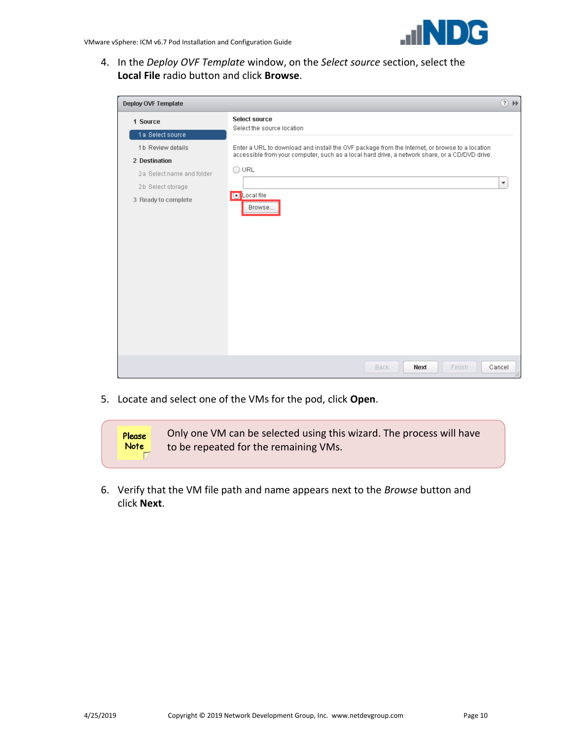4. In the *Deploy OVF Template* window, on the *Select source* section, select the **Local File** radio button and click **Browse**.

5. Locate and select one of the VMs for the pod, click **Open**.

> **Please Note**
>
> Only one VM can be selected using this wizard. The process will have to be repeated for the remaining VMs.

6. Verify that the VM file path and name appears next to the *Browse* button and click **Next**.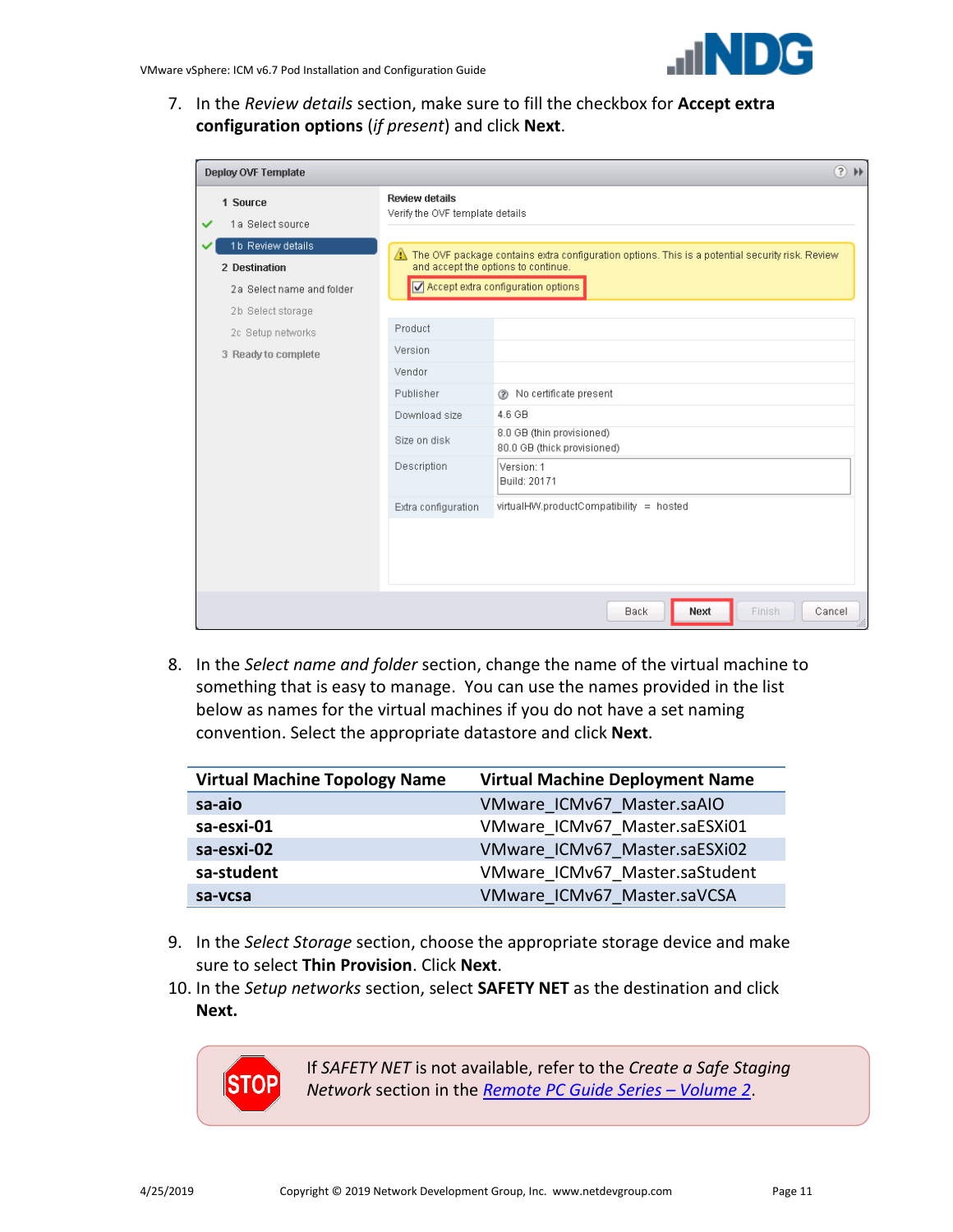7. In the *Review details* section, make sure to fill the checkbox for **Accept extra configuration options** (*if present*) and click **Next**.

8. In the *Select name and folder* section, change the name of the virtual machine to something that is easy to manage. You can use the names provided in the list below as names for the virtual machines if you do not have a set naming convention. Select the appropriate datastore and click **Next**.

| Virtual Machine Topology Name | Virtual Machine Deployment Name |
|---|---|
| **sa-aio** | VMware_ICMv67_Master.saAIO |
| **sa-esxi-01** | VMware_ICMv67_Master.saESXi01 |
| **sa-esxi-02** | VMware_ICMv67_Master.saESXi02 |
| **sa-student** | VMware_ICMv67_Master.saStudent |
| **sa-vcsa** | VMware_ICMv67_Master.saVCSA |

9. In the *Select Storage* section, choose the appropriate storage device and make sure to select **Thin Provision**. Click **Next**.
10. In the *Setup networks* section, select **SAFETY NET** as the destination and click **Next.**

STOP: If *SAFETY NET* is not available, refer to the *Create a Safe Staging Network* section in the *Remote PC Guide Series – Volume 2*.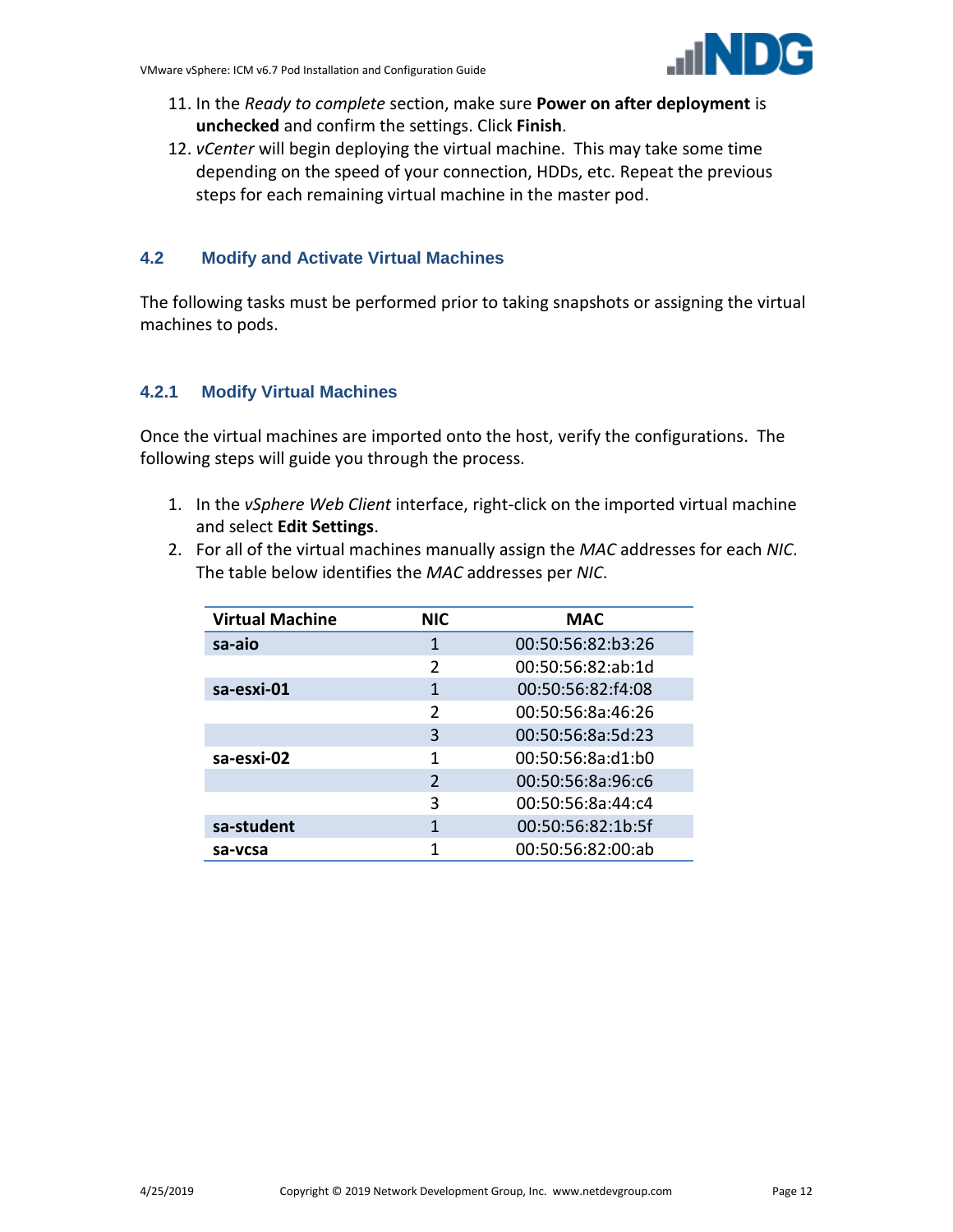11. In the *Ready to complete* section, make sure **Power on after deployment** is **unchecked** and confirm the settings. Click **Finish**.
12. *vCenter* will begin deploying the virtual machine. This may take some time depending on the speed of your connection, HDDs, etc. Repeat the previous steps for each remaining virtual machine in the master pod.

## 4.2 Modify and Activate Virtual Machines

The following tasks must be performed prior to taking snapshots or assigning the virtual machines to pods.

### 4.2.1 Modify Virtual Machines

Once the virtual machines are imported onto the host, verify the configurations. The following steps will guide you through the process.

1. In the *vSphere Web Client* interface, right-click on the imported virtual machine and select **Edit Settings**.
2. For all of the virtual machines manually assign the *MAC* addresses for each *NIC*. The table below identifies the *MAC* addresses per *NIC*.

| Virtual Machine | NIC | MAC |
|---|---|---|
| **sa-aio** | 1 | 00:50:56:82:b3:26 |
| | 2 | 00:50:56:82:ab:1d |
| **sa-esxi-01** | 1 | 00:50:56:82:f4:08 |
| | 2 | 00:50:56:8a:46:26 |
| | 3 | 00:50:56:8a:5d:23 |
| **sa-esxi-02** | 1 | 00:50:56:8a:d1:b0 |
| | 2 | 00:50:56:8a:96:c6 |
| | 3 | 00:50:56:8a:44:c4 |
| **sa-student** | 1 | 00:50:56:82:1b:5f |
| **sa-vcsa** | 1 | 00:50:56:82:00:ab |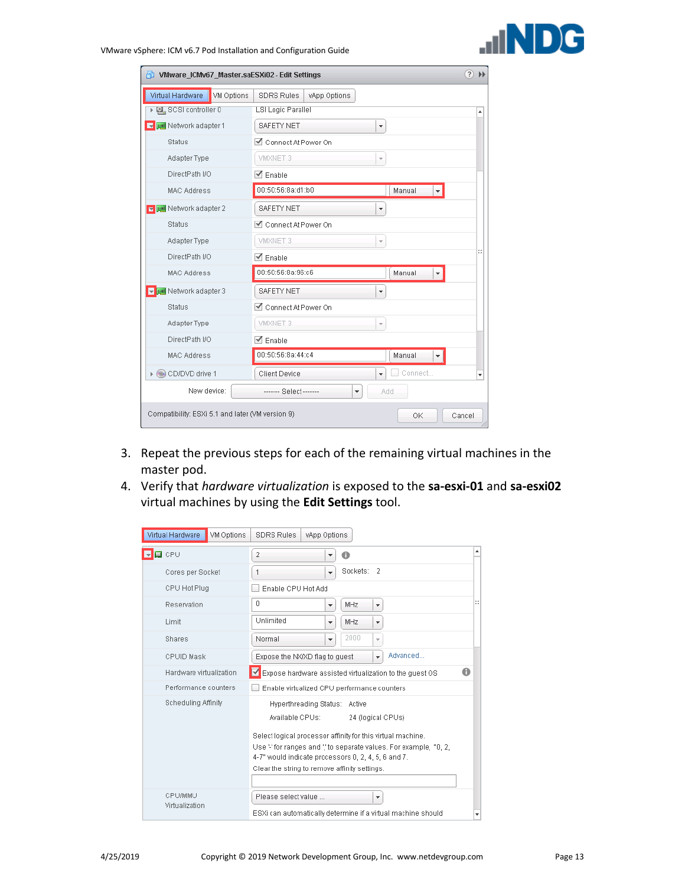3. Repeat the previous steps for each of the remaining virtual machines in the master pod.
4. Verify that *hardware virtualization* is exposed to the **sa-esxi-01** and **sa-esxi02** virtual machines by using the **Edit Settings** tool.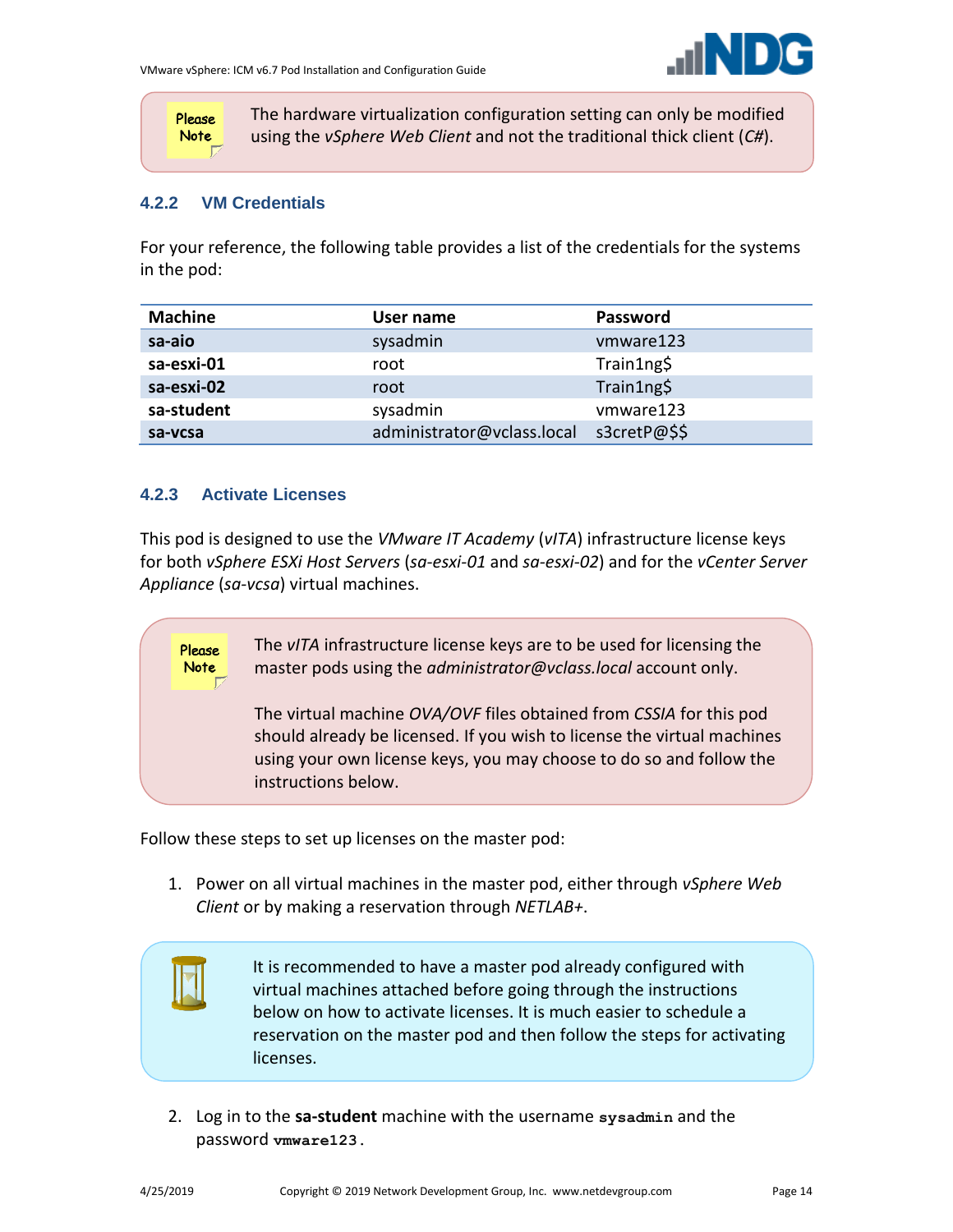Please Note

The hardware virtualization configuration setting can only be modified using the *vSphere Web Client* and not the traditional thick client (*C#*).

### 4.2.2 VM Credentials

For your reference, the following table provides a list of the credentials for the systems in the pod:

| Machine | User name | Password |
| --- | --- | --- |
| **sa-aio** | sysadmin | vmware123 |
| **sa-esxi-01** | root | Train1ng$ |
| **sa-esxi-02** | root | Train1ng$ |
| **sa-student** | sysadmin | vmware123 |
| **sa-vcsa** | administrator@vclass.local | s3cretP@$$ |

### 4.2.3 Activate Licenses

This pod is designed to use the *VMware IT Academy* (*vITA*) infrastructure license keys for both *vSphere ESXi Host Servers* (*sa-esxi-01* and *sa-esxi-02*) and for the *vCenter Server Appliance* (*sa-vcsa*) virtual machines.

Please Note

The *vITA* infrastructure license keys are to be used for licensing the master pods using the *administrator@vclass.local* account only.

The virtual machine *OVA/OVF* files obtained from *CSSIA* for this pod should already be licensed. If you wish to license the virtual machines using your own license keys, you may choose to do so and follow the instructions below.

Follow these steps to set up licenses on the master pod:

1. Power on all virtual machines in the master pod, either through *vSphere Web Client* or by making a reservation through *NETLAB+*.

It is recommended to have a master pod already configured with virtual machines attached before going through the instructions below on how to activate licenses. It is much easier to schedule a reservation on the master pod and then follow the steps for activating licenses.

2. Log in to the **sa-student** machine with the username **`sysadmin`** and the password **`vmware123`**.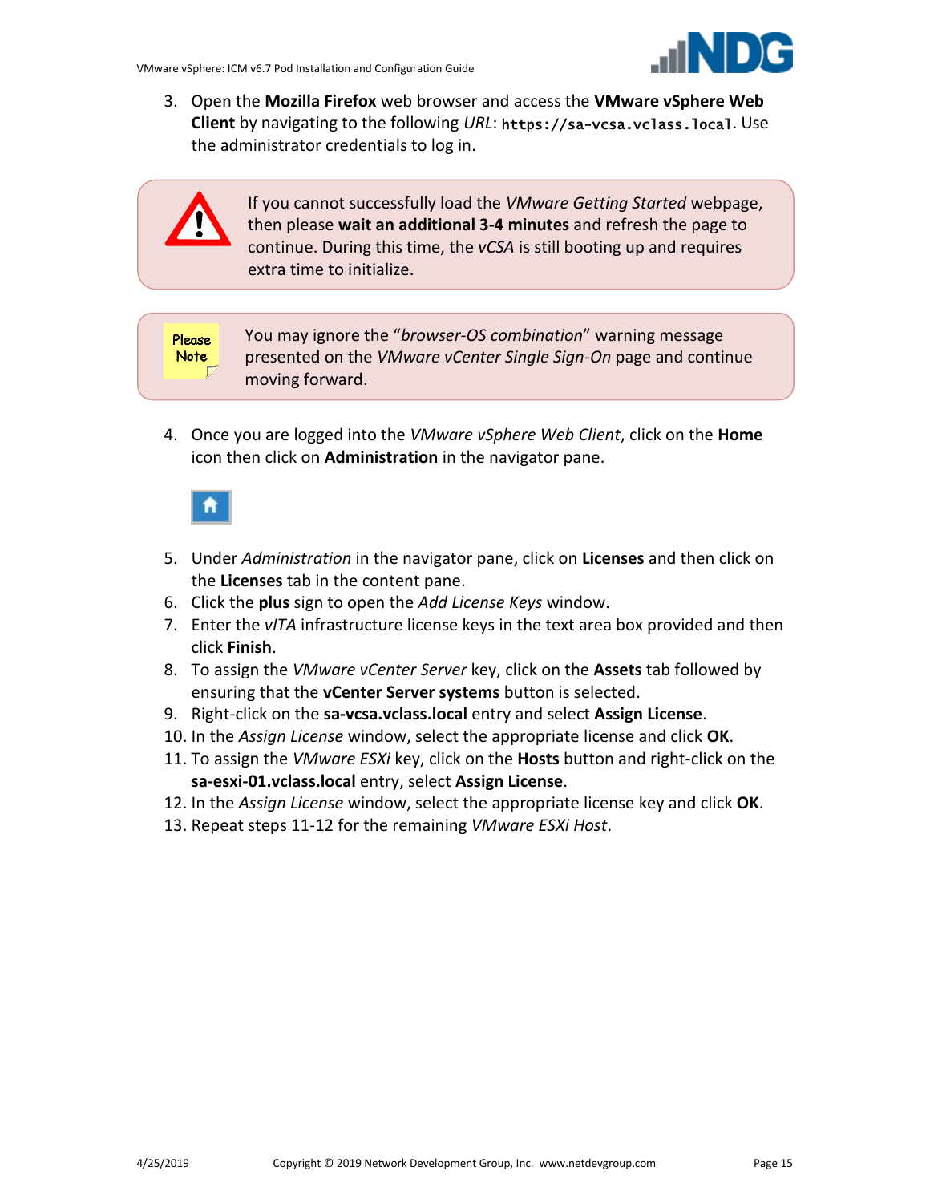3. Open the **Mozilla Firefox** web browser and access the **VMware vSphere Web Client** by navigating to the following *URL*: `https://sa-vcsa.vclass.local`. Use the administrator credentials to log in.

> If you cannot successfully load the *VMware Getting Started* webpage, then please **wait an additional 3-4 minutes** and refresh the page to continue. During this time, the *vCSA* is still booting up and requires extra time to initialize.

> **Please Note:** You may ignore the "*browser-OS combination*" warning message presented on the *VMware vCenter Single Sign-On* page and continue moving forward.

4. Once you are logged into the *VMware vSphere Web Client*, click on the **Home** icon then click on **Administration** in the navigator pane.
5. Under *Administration* in the navigator pane, click on **Licenses** and then click on the **Licenses** tab in the content pane.
6. Click the **plus** sign to open the *Add License Keys* window.
7. Enter the *vITA* infrastructure license keys in the text area box provided and then click **Finish**.
8. To assign the *VMware vCenter Server* key, click on the **Assets** tab followed by ensuring that the **vCenter Server systems** button is selected.
9. Right-click on the **sa-vcsa.vclass.local** entry and select **Assign License**.
10. In the *Assign License* window, select the appropriate license and click **OK**.
11. To assign the *VMware ESXi* key, click on the **Hosts** button and right-click on the **sa-esxi-01.vclass.local** entry, select **Assign License**.
12. In the *Assign License* window, select the appropriate license key and click **OK**.
13. Repeat steps 11-12 for the remaining *VMware ESXi Host*.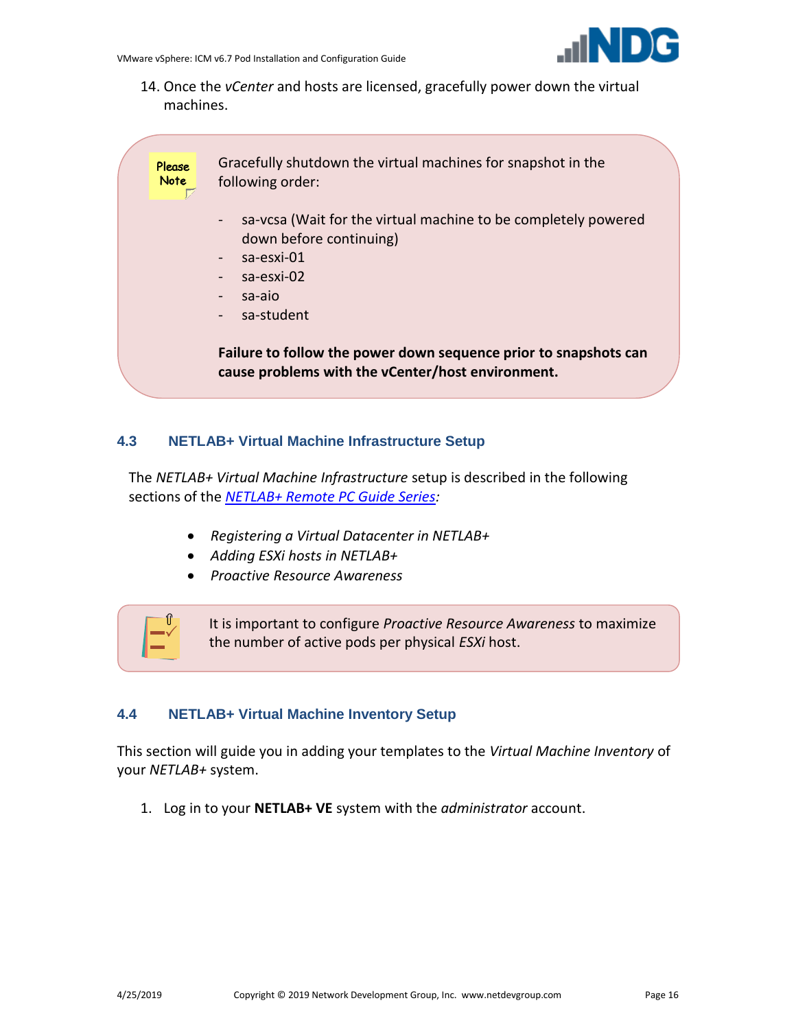14. Once the *vCenter* and hosts are licensed, gracefully power down the virtual machines.

> Please Note
>
> Gracefully shutdown the virtual machines for snapshot in the following order:
>
> - sa-vcsa (Wait for the virtual machine to be completely powered down before continuing)
> - sa-esxi-01
> - sa-esxi-02
> - sa-aio
> - sa-student
>
> **Failure to follow the power down sequence prior to snapshots can cause problems with the vCenter/host environment.**

### 4.3 NETLAB+ Virtual Machine Infrastructure Setup

The *NETLAB+ Virtual Machine Infrastructure* setup is described in the following sections of the *NETLAB+ Remote PC Guide Series:*

- *Registering a Virtual Datacenter in NETLAB+*
- *Adding ESXi hosts in NETLAB+*
- *Proactive Resource Awareness*

> It is important to configure *Proactive Resource Awareness* to maximize the number of active pods per physical *ESXi* host.

### 4.4 NETLAB+ Virtual Machine Inventory Setup

This section will guide you in adding your templates to the *Virtual Machine Inventory* of your *NETLAB+* system.

1. Log in to your **NETLAB+ VE** system with the *administrator* account.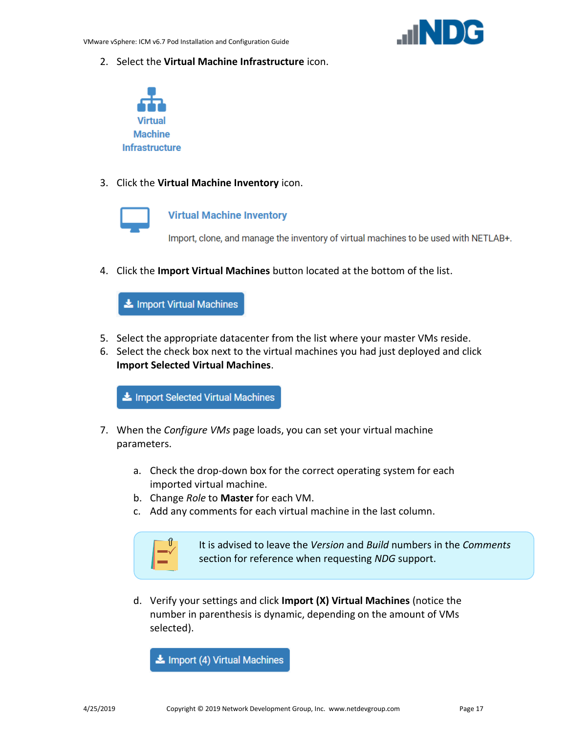2. Select the **Virtual Machine Infrastructure** icon.

   Virtual Machine Infrastructure

3. Click the **Virtual Machine Inventory** icon.

   **Virtual Machine Inventory**

   Import, clone, and manage the inventory of virtual machines to be used with NETLAB+.

4. Click the **Import Virtual Machines** button located at the bottom of the list.

   Import Virtual Machines

5. Select the appropriate datacenter from the list where your master VMs reside.
6. Select the check box next to the virtual machines you had just deployed and click **Import Selected Virtual Machines**.

   Import Selected Virtual Machines

7. When the *Configure VMs* page loads, you can set your virtual machine parameters.

   a. Check the drop-down box for the correct operating system for each imported virtual machine.
   b. Change *Role* to **Master** for each VM.
   c. Add any comments for each virtual machine in the last column.

   > It is advised to leave the *Version* and *Build* numbers in the *Comments* section for reference when requesting *NDG* support.

   d. Verify your settings and click **Import (X) Virtual Machines** (notice the number in parenthesis is dynamic, depending on the amount of VMs selected).

   Import (4) Virtual Machines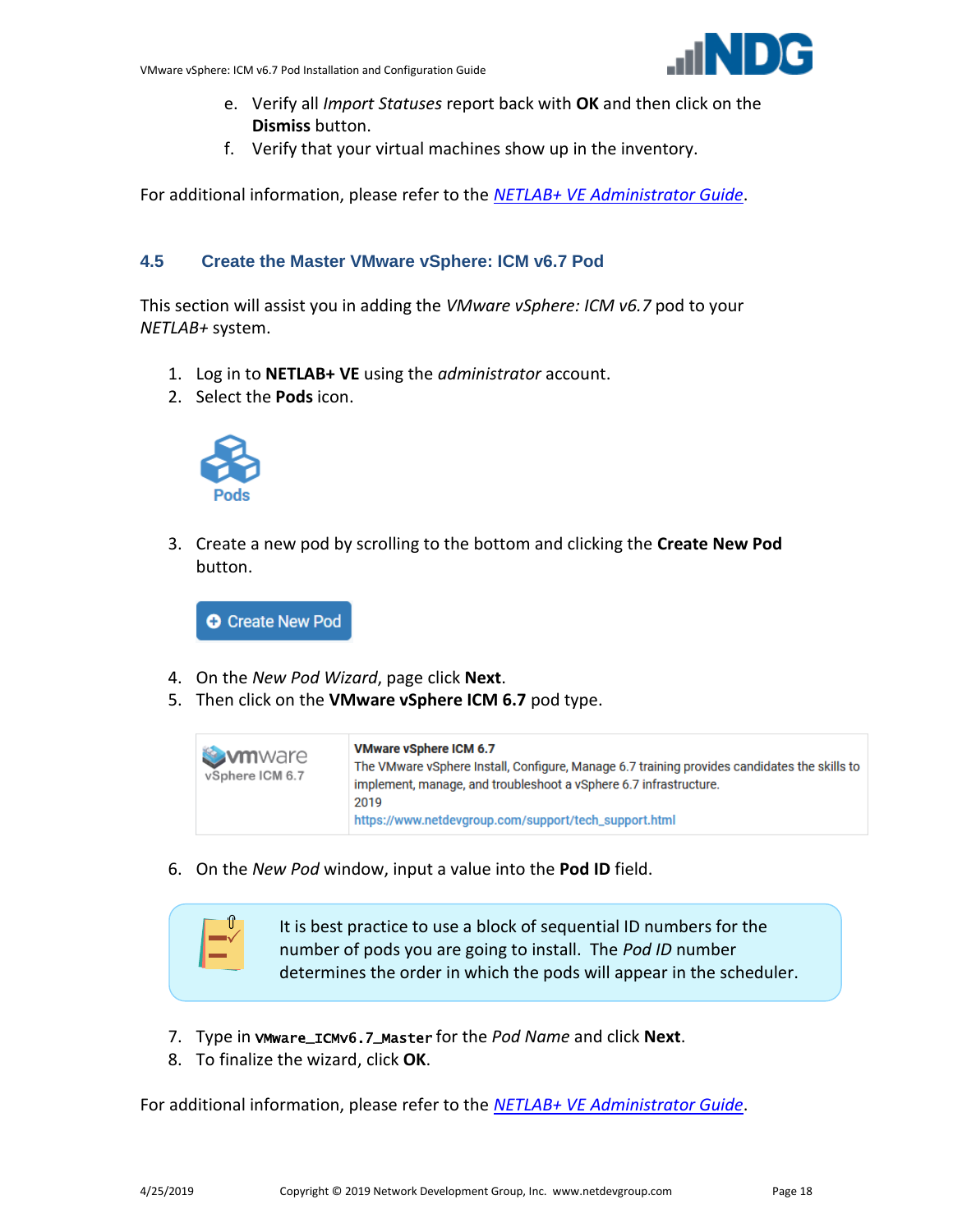e. Verify all *Import Statuses* report back with **OK** and then click on the **Dismiss** button.
f. Verify that your virtual machines show up in the inventory.

For additional information, please refer to the [NETLAB+ VE Administrator Guide](#).

## 4.5 Create the Master VMware vSphere: ICM v6.7 Pod

This section will assist you in adding the *VMware vSphere: ICM v6.7* pod to your *NETLAB+* system.

1. Log in to **NETLAB+ VE** using the *administrator* account.
2. Select the **Pods** icon.

Pods

3. Create a new pod by scrolling to the bottom and clicking the **Create New Pod** button.

Create New Pod

4. On the *New Pod Wizard*, page click **Next**.
5. Then click on the **VMware vSphere ICM 6.7** pod type.

| vmware vSphere ICM 6.7 | **VMware vSphere ICM 6.7**<br>The VMware vSphere Install, Configure, Manage 6.7 training provides candidates the skills to implement, manage, and troubleshoot a vSphere 6.7 infrastructure.<br>2019<br>https://www.netdevgroup.com/support/tech_support.html |
|---|---|

6. On the *New Pod* window, input a value into the **Pod ID** field.

> It is best practice to use a block of sequential ID numbers for the number of pods you are going to install. The *Pod ID* number determines the order in which the pods will appear in the scheduler.

7. Type in `VMware_ICMv6.7_Master` for the *Pod Name* and click **Next**.
8. To finalize the wizard, click **OK**.

For additional information, please refer to the [NETLAB+ VE Administrator Guide](#).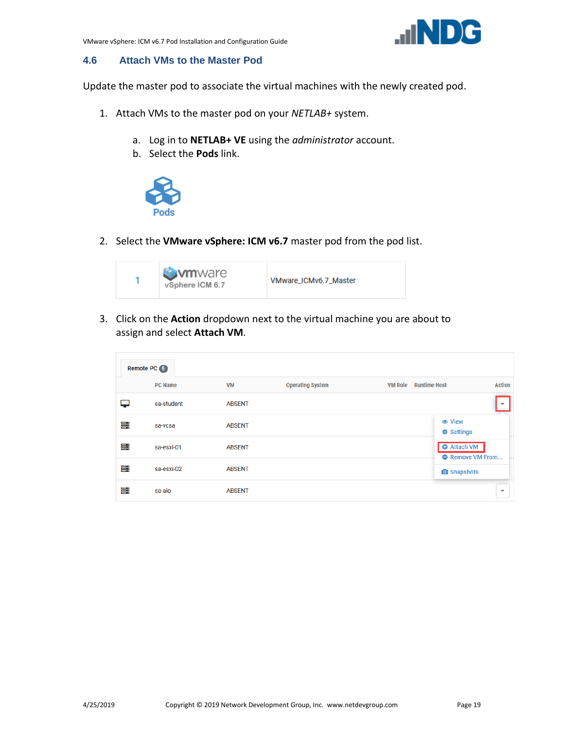## 4.6 Attach VMs to the Master Pod

Update the master pod to associate the virtual machines with the newly created pod.

1. Attach VMs to the master pod on your *NETLAB+* system.

   a. Log in to **NETLAB+ VE** using the *administrator* account.
   b. Select the **Pods** link.

2. Select the **VMware vSphere: ICM v6.7** master pod from the pod list.

3. Click on the **Action** dropdown next to the virtual machine you are about to assign and select **Attach VM**.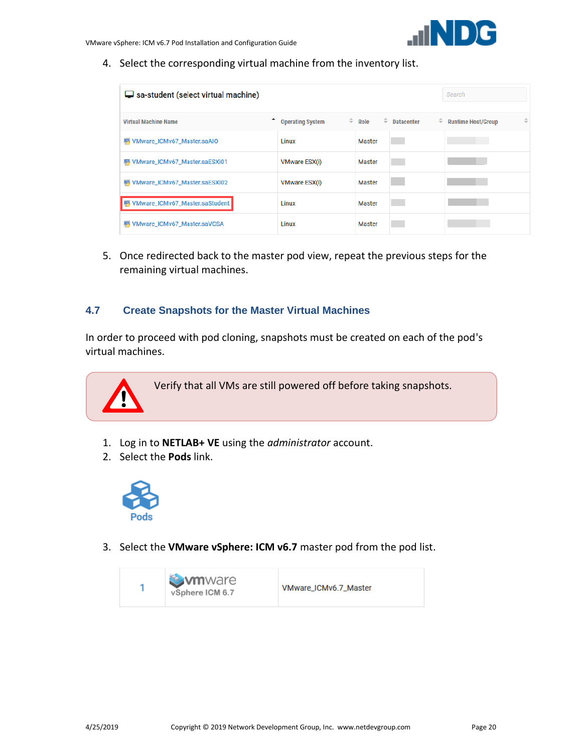4. Select the corresponding virtual machine from the inventory list.

sa-student (select virtual machine)

| Virtual Machine Name | Operating System | Role | Datacenter | Runtime Host/Group |
|---|---|---|---|---|
| VMware_ICMv67_Master.saAIO | Linux | Master | | |
| VMware_ICMv67_Master.saESXi01 | VMware ESX(i) | Master | | |
| VMware_ICMv67_Master.saESXi02 | VMware ESX(i) | Master | | |
| VMware_ICMv67_Master.saStudent | Linux | Master | | |
| VMware_ICMv67_Master.saVCSA | Linux | Master | | |

5. Once redirected back to the master pod view, repeat the previous steps for the remaining virtual machines.

## 4.7 Create Snapshots for the Master Virtual Machines

In order to proceed with pod cloning, snapshots must be created on each of the pod's virtual machines.

> Verify that all VMs are still powered off before taking snapshots.

1. Log in to **NETLAB+ VE** using the *administrator* account.
2. Select the **Pods** link.

Pods

3. Select the **VMware vSphere: ICM v6.7** master pod from the pod list.

| 1 | vmware vSphere ICM 6.7 | VMware_ICMv6.7_Master |
|---|---|---|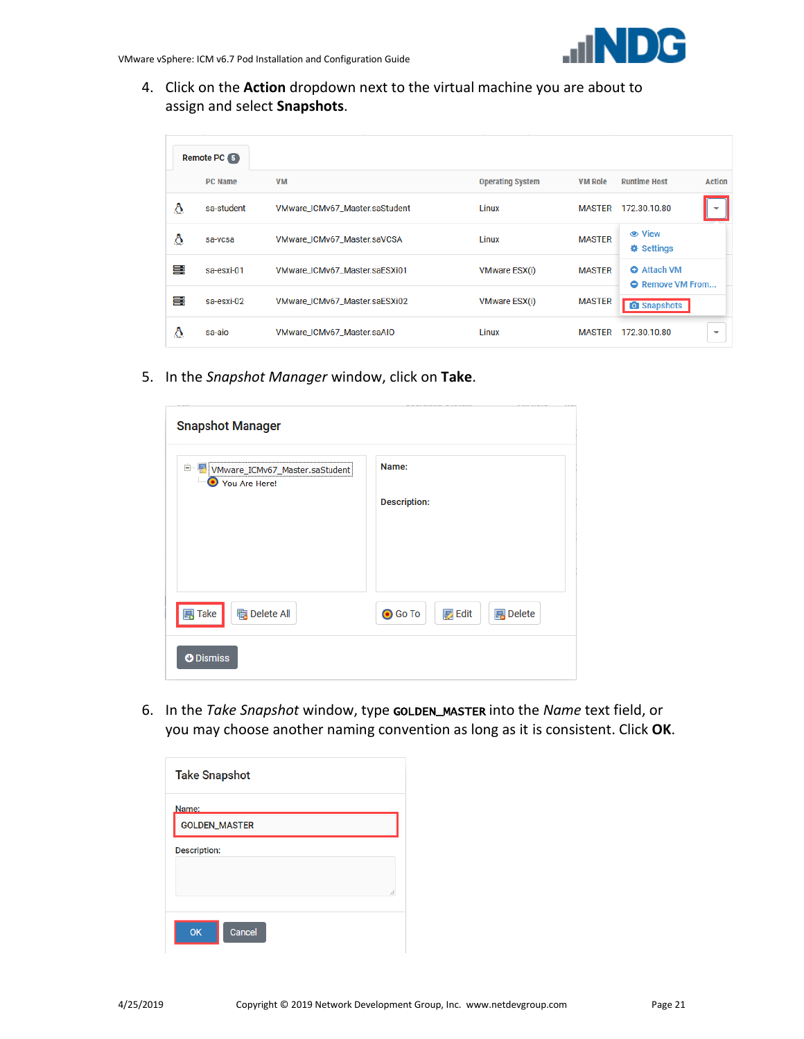4. Click on the **Action** dropdown next to the virtual machine you are about to assign and select **Snapshots**.

5. In the *Snapshot Manager* window, click on **Take**.

6. In the *Take Snapshot* window, type **GOLDEN_MASTER** into the *Name* text field, or you may choose another naming convention as long as it is consistent. Click **OK**.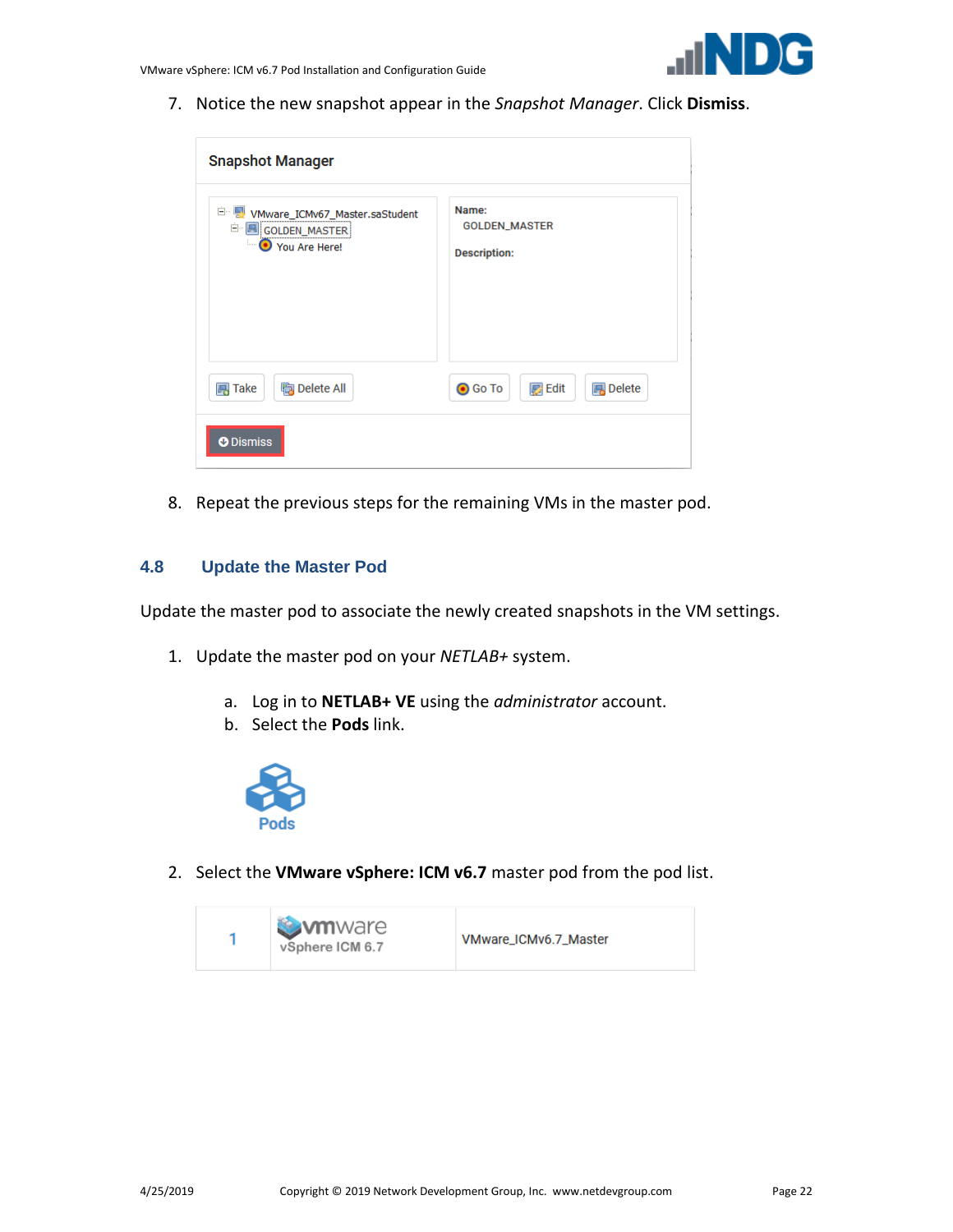7. Notice the new snapshot appear in the *Snapshot Manager*. Click **Dismiss**.

8. Repeat the previous steps for the remaining VMs in the master pod.

## 4.8 Update the Master Pod

Update the master pod to associate the newly created snapshots in the VM settings.

1. Update the master pod on your *NETLAB+* system.

   a. Log in to **NETLAB+ VE** using the *administrator* account.
   b. Select the **Pods** link.

2. Select the **VMware vSphere: ICM v6.7** master pod from the pod list.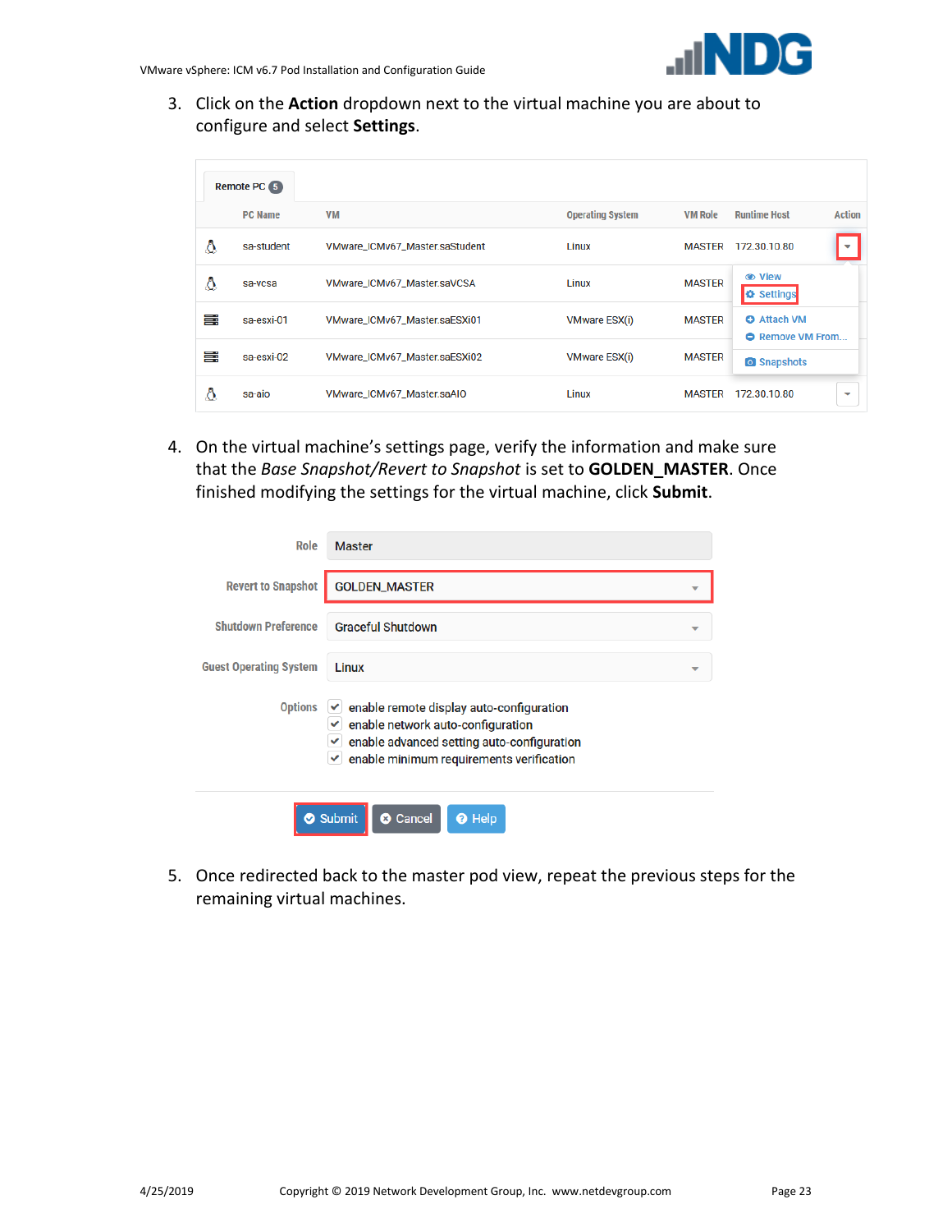3. Click on the **Action** dropdown next to the virtual machine you are about to configure and select **Settings**.

4. On the virtual machine's settings page, verify the information and make sure that the *Base Snapshot/Revert to Snapshot* is set to **GOLDEN_MASTER**. Once finished modifying the settings for the virtual machine, click **Submit**.

5. Once redirected back to the master pod view, repeat the previous steps for the remaining virtual machines.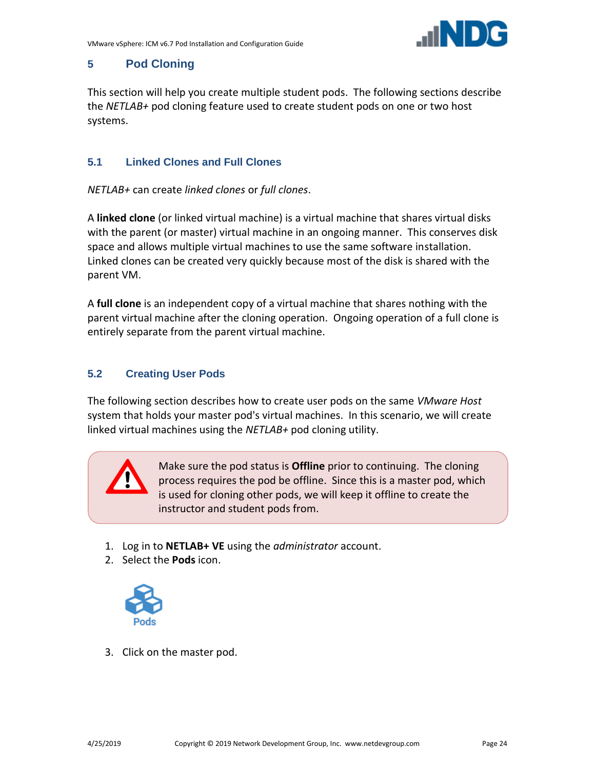# 5 Pod Cloning

This section will help you create multiple student pods. The following sections describe the *NETLAB+* pod cloning feature used to create student pods on one or two host systems.

## 5.1 Linked Clones and Full Clones

*NETLAB+* can create *linked clones* or *full clones*.

A **linked clone** (or linked virtual machine) is a virtual machine that shares virtual disks with the parent (or master) virtual machine in an ongoing manner. This conserves disk space and allows multiple virtual machines to use the same software installation. Linked clones can be created very quickly because most of the disk is shared with the parent VM.

A **full clone** is an independent copy of a virtual machine that shares nothing with the parent virtual machine after the cloning operation. Ongoing operation of a full clone is entirely separate from the parent virtual machine.

## 5.2 Creating User Pods

The following section describes how to create user pods on the same *VMware Host* system that holds your master pod's virtual machines. In this scenario, we will create linked virtual machines using the *NETLAB+* pod cloning utility.

> Make sure the pod status is **Offline** prior to continuing. The cloning process requires the pod be offline. Since this is a master pod, which is used for cloning other pods, we will keep it offline to create the instructor and student pods from.

1. Log in to **NETLAB+ VE** using the *administrator* account.
2. Select the **Pods** icon.

   Pods

3. Click on the master pod.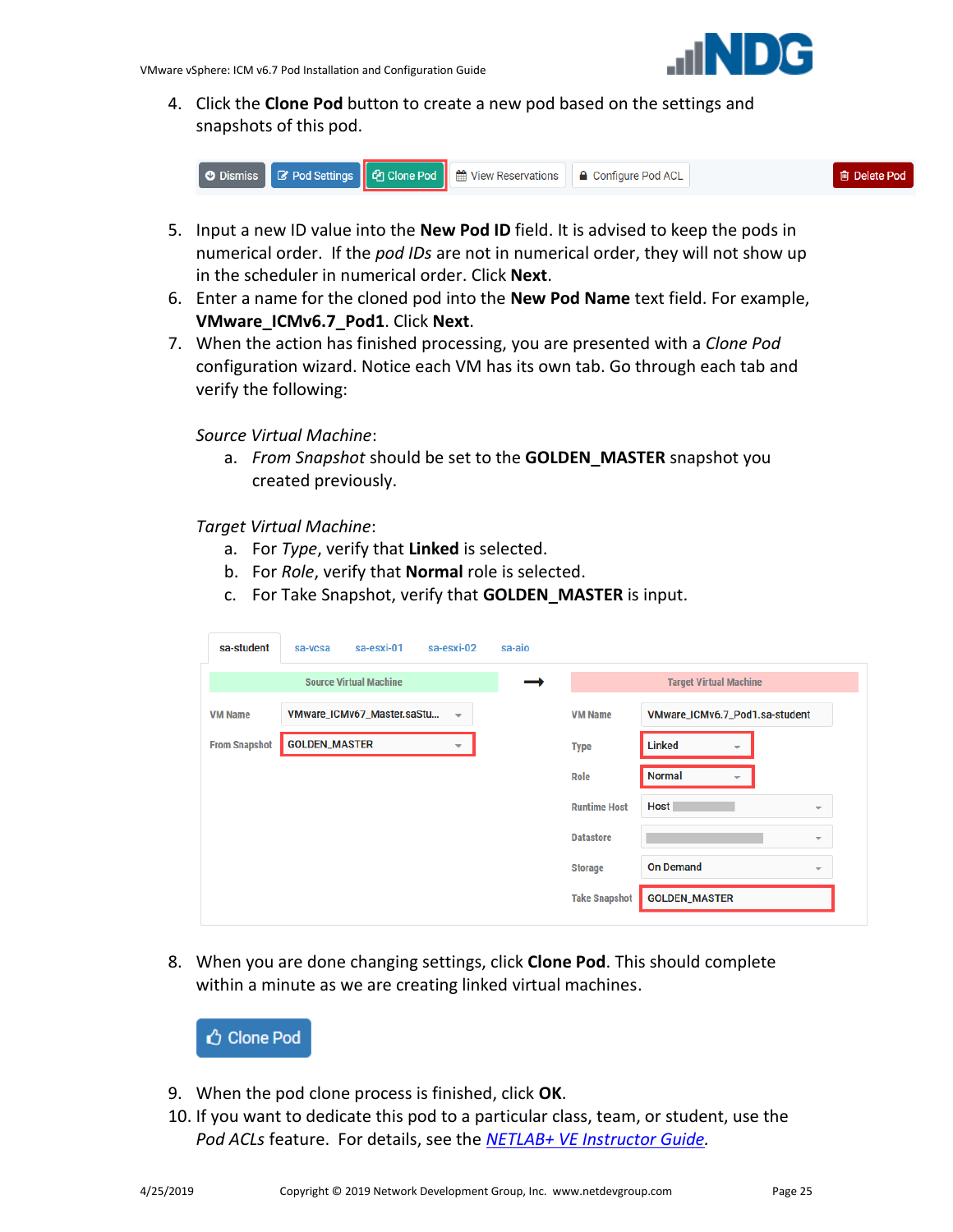4. Click the **Clone Pod** button to create a new pod based on the settings and snapshots of this pod.

5. Input a new ID value into the **New Pod ID** field. It is advised to keep the pods in numerical order. If the *pod IDs* are not in numerical order, they will not show up in the scheduler in numerical order. Click **Next**.
6. Enter a name for the cloned pod into the **New Pod Name** text field. For example, **VMware_ICMv6.7_Pod1**. Click **Next**.
7. When the action has finished processing, you are presented with a *Clone Pod* configuration wizard. Notice each VM has its own tab. Go through each tab and verify the following:

   *Source Virtual Machine*:
   
   a. *From Snapshot* should be set to the **GOLDEN_MASTER** snapshot you created previously.

   *Target Virtual Machine*:
   
   a. For *Type*, verify that **Linked** is selected.
   b. For *Role*, verify that **Normal** role is selected.
   c. For Take Snapshot, verify that **GOLDEN_MASTER** is input.

8. When you are done changing settings, click **Clone Pod**. This should complete within a minute as we are creating linked virtual machines.

9. When the pod clone process is finished, click **OK**.
10. If you want to dedicate this pod to a particular class, team, or student, use the *Pod ACLs* feature. For details, see the [NETLAB+ VE Instructor Guide](NETLAB+ VE Instructor Guide).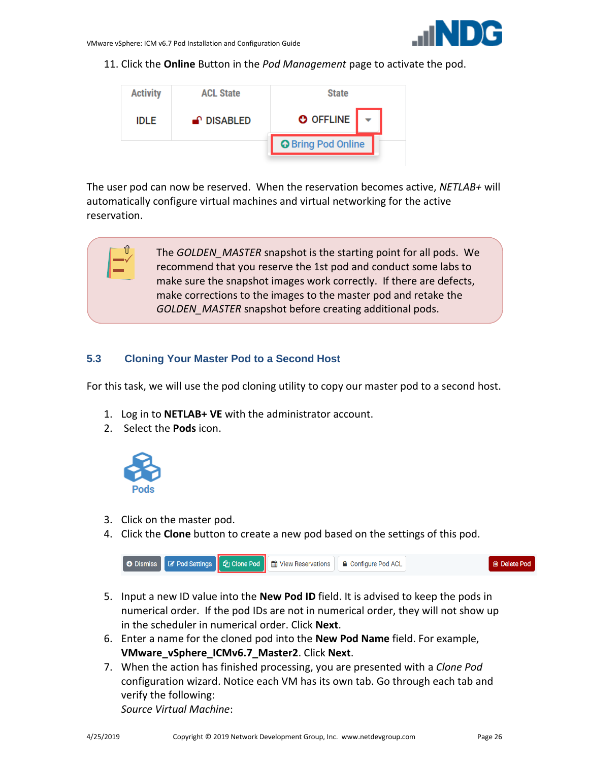11. Click the **Online** Button in the *Pod Management* page to activate the pod.

The user pod can now be reserved. When the reservation becomes active, *NETLAB+* will automatically configure virtual machines and virtual networking for the active reservation.

The *GOLDEN_MASTER* snapshot is the starting point for all pods. We recommend that you reserve the 1st pod and conduct some labs to make sure the snapshot images work correctly. If there are defects, make corrections to the images to the master pod and retake the *GOLDEN_MASTER* snapshot before creating additional pods.

## 5.3 Cloning Your Master Pod to a Second Host

For this task, we will use the pod cloning utility to copy our master pod to a second host.

1. Log in to **NETLAB+ VE** with the administrator account.
2. Select the **Pods** icon.

3. Click on the master pod.
4. Click the **Clone** button to create a new pod based on the settings of this pod.

5. Input a new ID value into the **New Pod ID** field. It is advised to keep the pods in numerical order. If the pod IDs are not in numerical order, they will not show up in the scheduler in numerical order. Click **Next**.
6. Enter a name for the cloned pod into the **New Pod Name** field. For example, **VMware_vSphere_ICMv6.7_Master2**. Click **Next**.
7. When the action has finished processing, you are presented with a *Clone Pod* configuration wizard. Notice each VM has its own tab. Go through each tab and verify the following:
   *Source Virtual Machine*: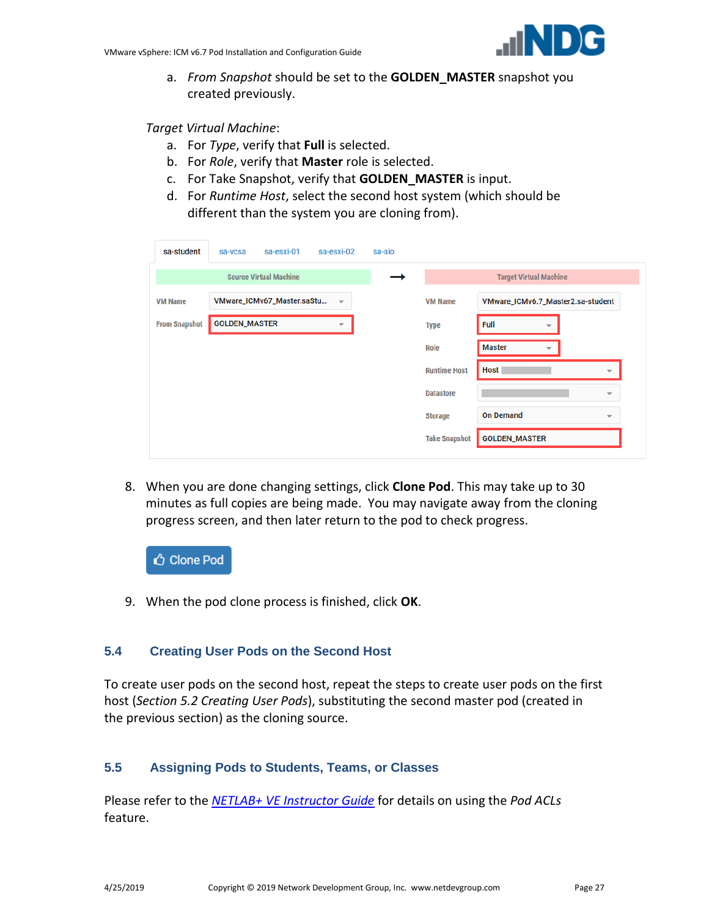a. *From Snapshot* should be set to the **GOLDEN_MASTER** snapshot you created previously.

*Target Virtual Machine*:

a. For *Type*, verify that **Full** is selected.
b. For *Role*, verify that **Master** role is selected.
c. For Take Snapshot, verify that **GOLDEN_MASTER** is input.
d. For *Runtime Host*, select the second host system (which should be different than the system you are cloning from).

sa-student  sa-vcsa  sa-esxi-01  sa-esxi-02  sa-aio

Source Virtual Machine

VM Name  VMware_ICMv67_Master.saStu...

From Snapshot  GOLDEN_MASTER

Target Virtual Machine

VM Name  VMware_ICMv6.7_Master2.sa-student

Type  Full

Role  Master

Runtime Host  Host

Datastore

Storage  On Demand

Take Snapshot  GOLDEN_MASTER

8. When you are done changing settings, click **Clone Pod**. This may take up to 30 minutes as full copies are being made. You may navigate away from the cloning progress screen, and then later return to the pod to check progress.

Clone Pod

9. When the pod clone process is finished, click **OK**.

## 5.4 Creating User Pods on the Second Host

To create user pods on the second host, repeat the steps to create user pods on the first host (*Section 5.2 Creating User Pods*), substituting the second master pod (created in the previous section) as the cloning source.

## 5.5 Assigning Pods to Students, Teams, or Classes

Please refer to the *NETLAB+ VE Instructor Guide* for details on using the *Pod ACLs* feature.